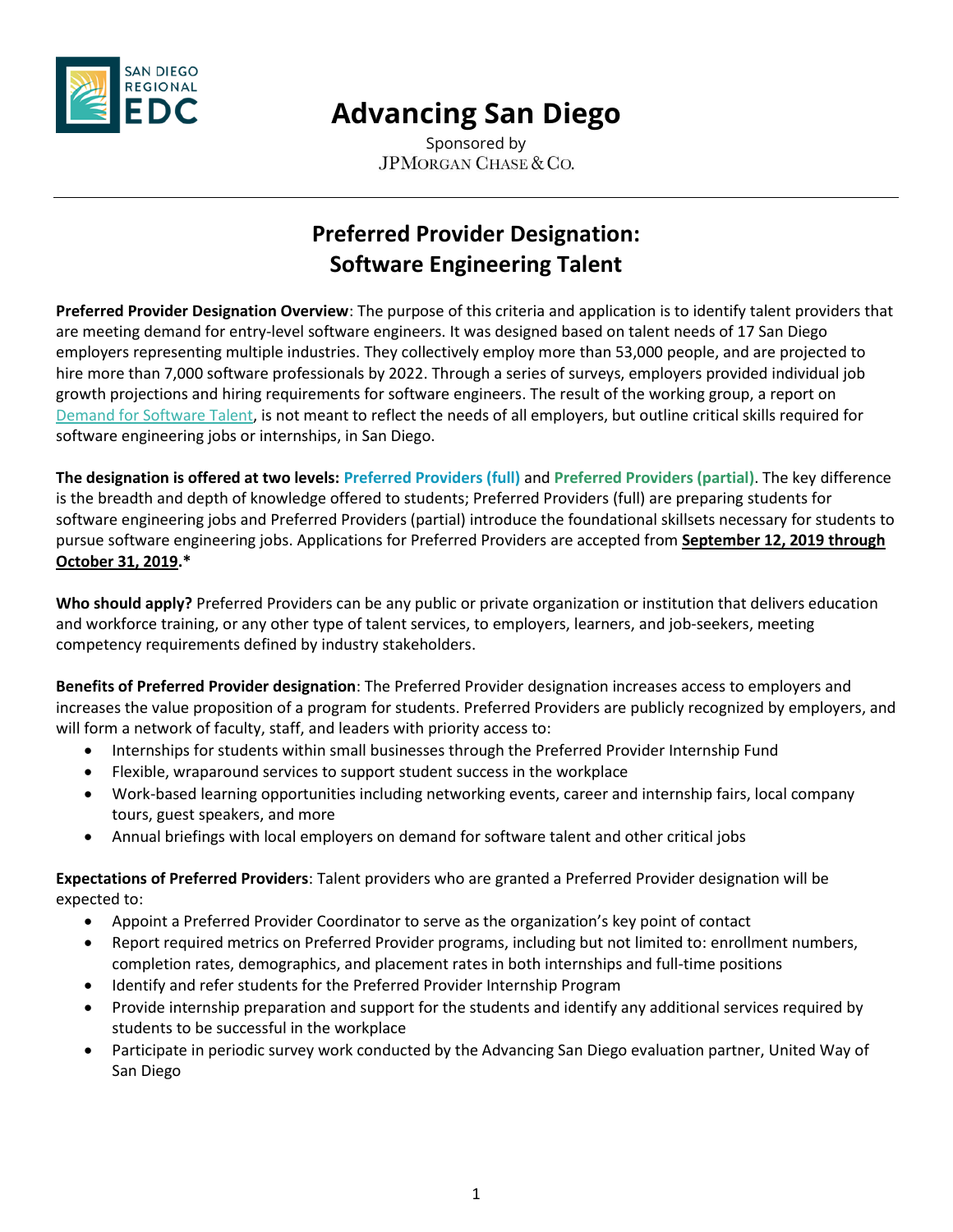# Advancing San Diego

Sponsored by
JPMorgan Chase & Co.

## Preferred Provider Designation: Software Engineering Talent

**Preferred Provider Designation Overview**: The purpose of this criteria and application is to identify talent providers that are meeting demand for entry-level software engineers. It was designed based on talent needs of 17 San Diego employers representing multiple industries. They collectively employ more than 53,000 people, and are projected to hire more than 7,000 software professionals by 2022. Through a series of surveys, employers provided individual job growth projections and hiring requirements for software engineers. The result of the working group, a report on Demand for Software Talent, is not meant to reflect the needs of all employers, but outline critical skills required for software engineering jobs or internships, in San Diego.

**The designation is offered at two levels: Preferred Providers (full)** and **Preferred Providers (partial)**. The key difference is the breadth and depth of knowledge offered to students; Preferred Providers (full) are preparing students for software engineering jobs and Preferred Providers (partial) introduce the foundational skillsets necessary for students to pursue software engineering jobs. Applications for Preferred Providers are accepted from **September 12, 2019 through October 31, 2019.***

**Who should apply?** Preferred Providers can be any public or private organization or institution that delivers education and workforce training, or any other type of talent services, to employers, learners, and job-seekers, meeting competency requirements defined by industry stakeholders.

**Benefits of Preferred Provider designation**: The Preferred Provider designation increases access to employers and increases the value proposition of a program for students. Preferred Providers are publicly recognized by employers, and will form a network of faculty, staff, and leaders with priority access to:

- Internships for students within small businesses through the Preferred Provider Internship Fund
- Flexible, wraparound services to support student success in the workplace
- Work-based learning opportunities including networking events, career and internship fairs, local company tours, guest speakers, and more
- Annual briefings with local employers on demand for software talent and other critical jobs

**Expectations of Preferred Providers**: Talent providers who are granted a Preferred Provider designation will be expected to:

- Appoint a Preferred Provider Coordinator to serve as the organization's key point of contact
- Report required metrics on Preferred Provider programs, including but not limited to: enrollment numbers, completion rates, demographics, and placement rates in both internships and full-time positions
- Identify and refer students for the Preferred Provider Internship Program
- Provide internship preparation and support for the students and identify any additional services required by students to be successful in the workplace
- Participate in periodic survey work conducted by the Advancing San Diego evaluation partner, United Way of San Diego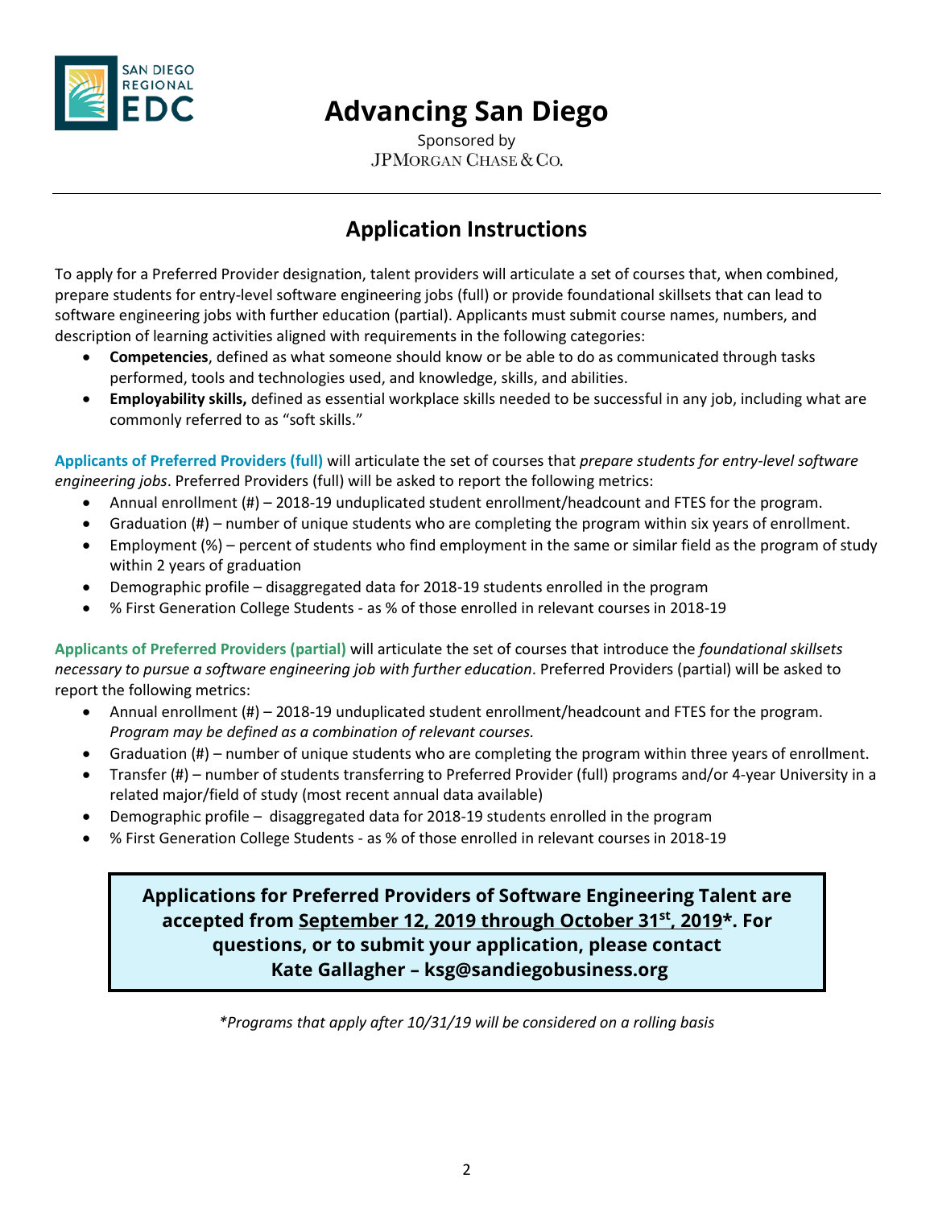# Advancing San Diego

Sponsored by
JPMorgan Chase & Co.

---

## Application Instructions

To apply for a Preferred Provider designation, talent providers will articulate a set of courses that, when combined, prepare students for entry-level software engineering jobs (full) or provide foundational skillsets that can lead to software engineering jobs with further education (partial). Applicants must submit course names, numbers, and description of learning activities aligned with requirements in the following categories:

- **Competencies**, defined as what someone should know or be able to do as communicated through tasks performed, tools and technologies used, and knowledge, skills, and abilities.
- **Employability skills,** defined as essential workplace skills needed to be successful in any job, including what are commonly referred to as "soft skills."

**Applicants of Preferred Providers (full)** will articulate the set of courses that *prepare students for entry-level software engineering jobs*. Preferred Providers (full) will be asked to report the following metrics:

- Annual enrollment (#) – 2018-19 unduplicated student enrollment/headcount and FTES for the program.
- Graduation (#) – number of unique students who are completing the program within six years of enrollment.
- Employment (%) – percent of students who find employment in the same or similar field as the program of study within 2 years of graduation
- Demographic profile – disaggregated data for 2018-19 students enrolled in the program
- % First Generation College Students - as % of those enrolled in relevant courses in 2018-19

**Applicants of Preferred Providers (partial)** will articulate the set of courses that introduce the *foundational skillsets necessary to pursue a software engineering job with further education*. Preferred Providers (partial) will be asked to report the following metrics:

- Annual enrollment (#) – 2018-19 unduplicated student enrollment/headcount and FTES for the program. *Program may be defined as a combination of relevant courses.*
- Graduation (#) – number of unique students who are completing the program within three years of enrollment.
- Transfer (#) – number of students transferring to Preferred Provider (full) programs and/or 4-year University in a related major/field of study (most recent annual data available)
- Demographic profile – disaggregated data for 2018-19 students enrolled in the program
- % First Generation College Students - as % of those enrolled in relevant courses in 2018-19

**Applications for Preferred Providers of Software Engineering Talent are accepted from September 12, 2019 through October 31st, 2019\*. For questions, or to submit your application, please contact Kate Gallagher – ksg@sandiegobusiness.org**

*\*Programs that apply after 10/31/19 will be considered on a rolling basis*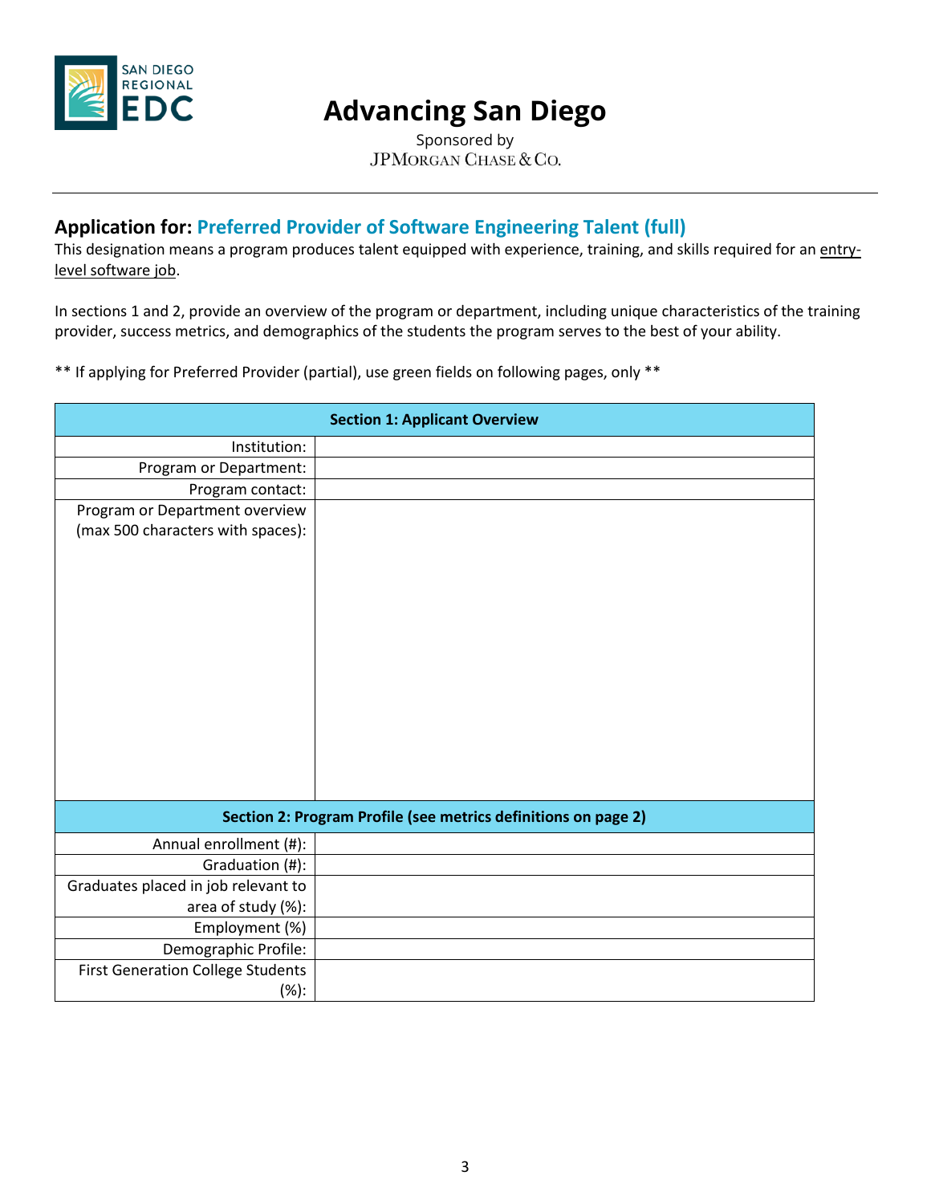SAN DIEGO REGIONAL EDC

# Advancing San Diego

Sponsored by
JPMorgan Chase & Co.

## Application for: Preferred Provider of Software Engineering Talent (full)

This designation means a program produces talent equipped with experience, training, and skills required for an entry-level software job.

In sections 1 and 2, provide an overview of the program or department, including unique characteristics of the training provider, success metrics, and demographics of the students the program serves to the best of your ability.

** If applying for Preferred Provider (partial), use green fields on following pages, only **

| Section 1: Applicant Overview | |
|---|---|
| Institution: | |
| Program or Department: | |
| Program contact: | |
| Program or Department overview (max 500 characters with spaces): | |
| **Section 2: Program Profile (see metrics definitions on page 2)** | |
| Annual enrollment (#): | |
| Graduation (#): | |
| Graduates placed in job relevant to area of study (%): | |
| Employment (%) | |
| Demographic Profile: | |
| First Generation College Students (%): | |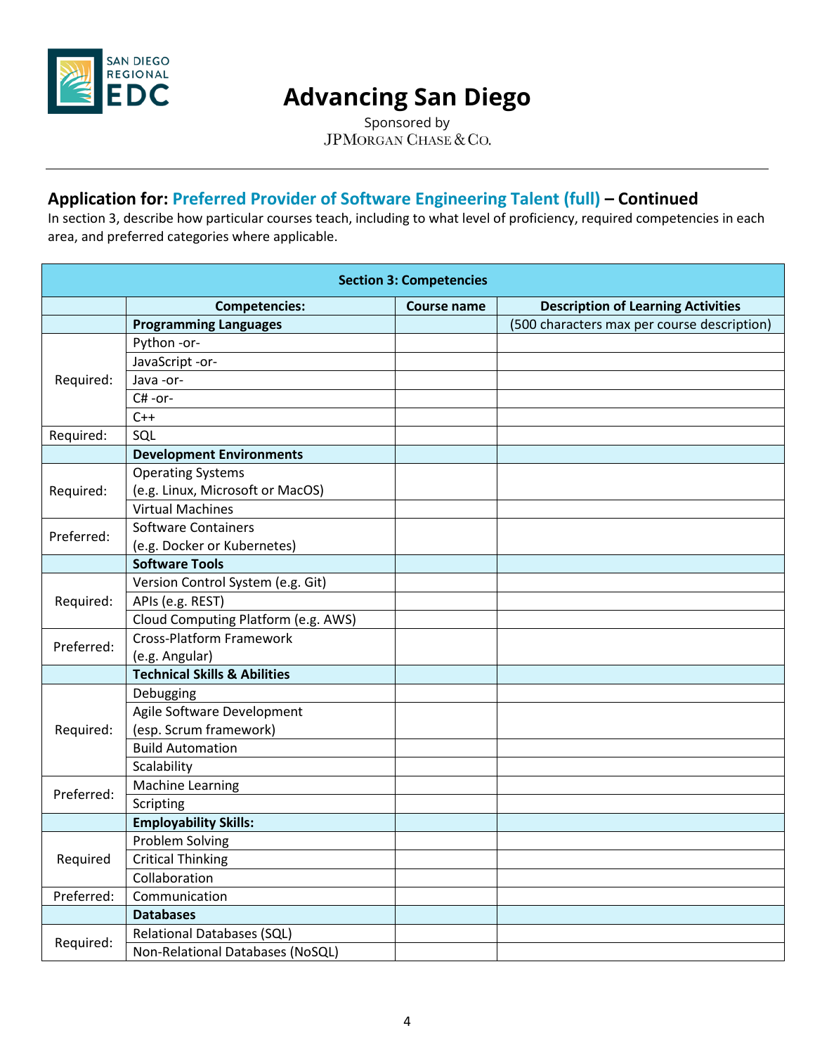# Advancing San Diego

Sponsored by
JPMorgan Chase & Co.

---

## Application for: Preferred Provider of Software Engineering Talent (full) – Continued

In section 3, describe how particular courses teach, including to what level of proficiency, required competencies in each area, and preferred categories where applicable.

| Section 3: Competencies | | | |
|---|---|---|---|
| | **Competencies:** | **Course name** | **Description of Learning Activities** |
| | **Programming Languages** | | (500 characters max per course description) |
| Required: | Python -or- | | |
| | JavaScript -or- | | |
| | Java -or- | | |
| | C# -or- | | |
| | C++ | | |
| Required: | SQL | | |
| | **Development Environments** | | |
| Required: | Operating Systems (e.g. Linux, Microsoft or MacOS) | | |
| | Virtual Machines | | |
| Preferred: | Software Containers (e.g. Docker or Kubernetes) | | |
| | **Software Tools** | | |
| Required: | Version Control System (e.g. Git) | | |
| | APIs (e.g. REST) | | |
| | Cloud Computing Platform (e.g. AWS) | | |
| Preferred: | Cross-Platform Framework (e.g. Angular) | | |
| | **Technical Skills & Abilities** | | |
| Required: | Debugging | | |
| | Agile Software Development (esp. Scrum framework) | | |
| | Build Automation | | |
| | Scalability | | |
| Preferred: | Machine Learning | | |
| | Scripting | | |
| | **Employability Skills:** | | |
| Required | Problem Solving | | |
| | Critical Thinking | | |
| | Collaboration | | |
| Preferred: | Communication | | |
| | **Databases** | | |
| Required: | Relational Databases (SQL) | | |
| | Non-Relational Databases (NoSQL) | | |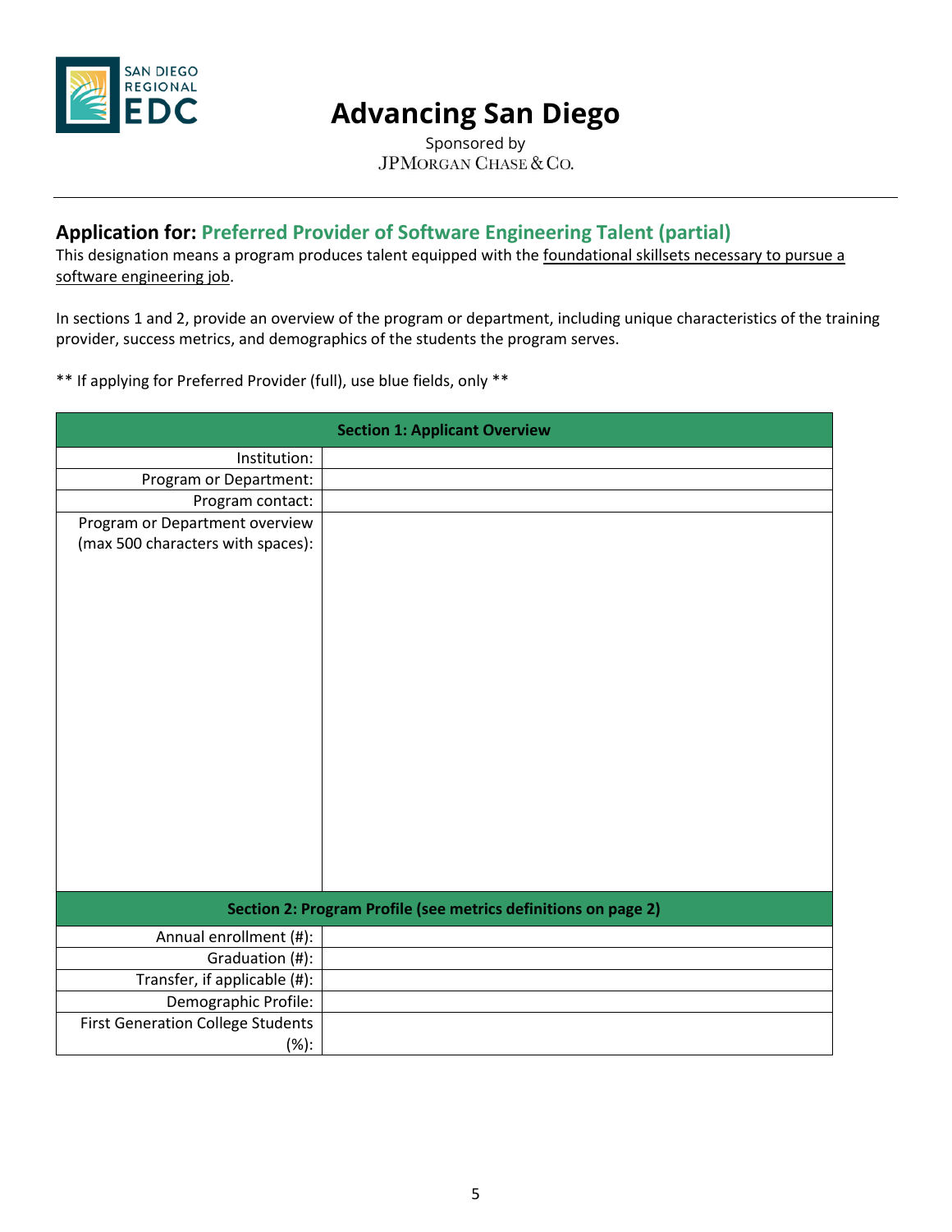# Advancing San Diego

Sponsored by
JPMorgan Chase & Co.

---

## Application for: Preferred Provider of Software Engineering Talent (partial)

This designation means a program produces talent equipped with the foundational skillsets necessary to pursue a software engineering job.

In sections 1 and 2, provide an overview of the program or department, including unique characteristics of the training provider, success metrics, and demographics of the students the program serves.

** If applying for Preferred Provider (full), use blue fields, only **

| Section 1: Applicant Overview | |
|---|---|
| Institution: | |
| Program or Department: | |
| Program contact: | |
| Program or Department overview (max 500 characters with spaces): | |
| **Section 2: Program Profile (see metrics definitions on page 2)** | |
| Annual enrollment (#): | |
| Graduation (#): | |
| Transfer, if applicable (#): | |
| Demographic Profile: | |
| First Generation College Students (%): | |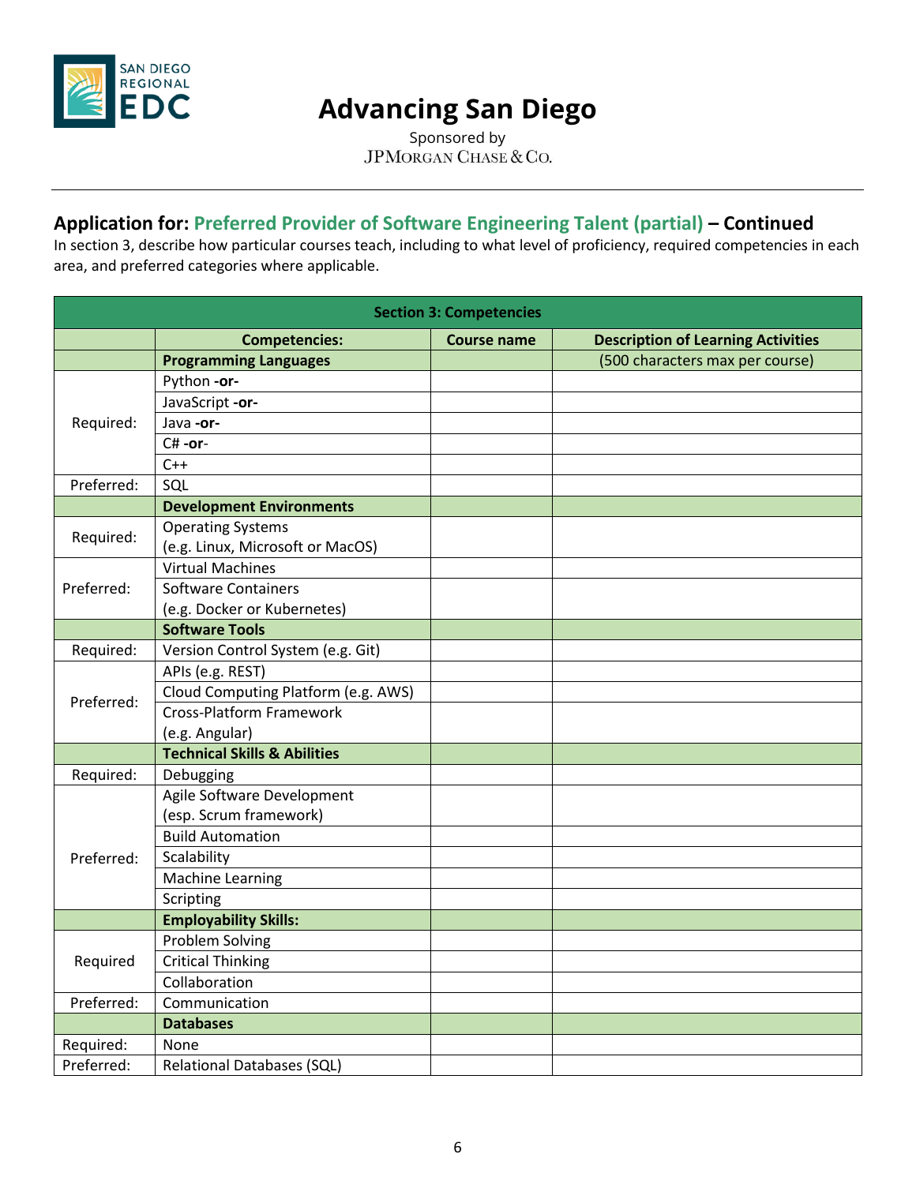# Advancing San Diego

Sponsored by
JPMorgan Chase & Co.

## Application for: Preferred Provider of Software Engineering Talent (partial) – Continued

In section 3, describe how particular courses teach, including to what level of proficiency, required competencies in each area, and preferred categories where applicable.

| Section 3: Competencies | | | |
|---|---|---|---|
| | **Competencies:** | **Course name** | **Description of Learning Activities** |
| | **Programming Languages** | | (500 characters max per course) |
| Required: | Python **-or-** | | |
| | JavaScript **-or-** | | |
| | Java **-or-** | | |
| | C# **-or-** | | |
| | C++ | | |
| Preferred: | SQL | | |
| | **Development Environments** | | |
| Required: | Operating Systems (e.g. Linux, Microsoft or MacOS) | | |
| Preferred: | Virtual Machines | | |
| | Software Containers (e.g. Docker or Kubernetes) | | |
| | **Software Tools** | | |
| Required: | Version Control System (e.g. Git) | | |
| Preferred: | APIs (e.g. REST) | | |
| | Cloud Computing Platform (e.g. AWS) | | |
| | Cross-Platform Framework (e.g. Angular) | | |
| | **Technical Skills & Abilities** | | |
| Required: | Debugging | | |
| Preferred: | Agile Software Development (esp. Scrum framework) | | |
| | Build Automation | | |
| | Scalability | | |
| | Machine Learning | | |
| | Scripting | | |
| | **Employability Skills:** | | |
| Required | Problem Solving | | |
| | Critical Thinking | | |
| | Collaboration | | |
| Preferred: | Communication | | |
| | **Databases** | | |
| Required: | None | | |
| Preferred: | Relational Databases (SQL) | | |